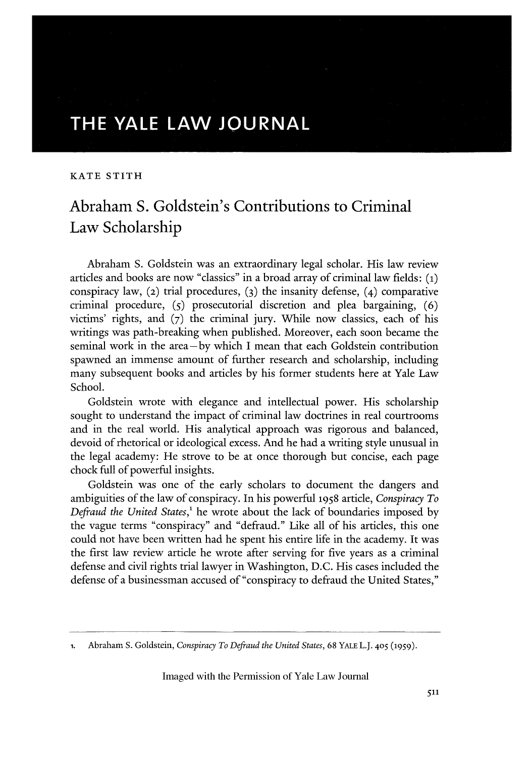THE YALE LAW JOURNAL

KATE STITH

# Abraham S. Goldstein's Contributions to Criminal Law Scholarship

Abraham S. Goldstein was an extraordinary legal scholar. His law review articles and books are now "classics" in a broad array of criminal law fields: (1) conspiracy law, (2) trial procedures, (3) the insanity defense, (4) comparative criminal procedure, (5) prosecutorial discretion and plea bargaining, (6) victims' rights, and (7) the criminal jury. While now classics, each of his writings was path-breaking when published. Moreover, each soon became the seminal work in the area—by which I mean that each Goldstein contribution spawned an immense amount of further research and scholarship, including many subsequent books and articles by his former students here at Yale Law School.

Goldstein wrote with elegance and intellectual power. His scholarship sought to understand the impact of criminal law doctrines in real courtrooms and in the real world. His analytical approach was rigorous and balanced, devoid of rhetorical or ideological excess. And he had a writing style unusual in the legal academy: He strove to be at once thorough but concise, each page chock full of powerful insights.

Goldstein was one of the early scholars to document the dangers and ambiguities of the law of conspiracy. In his powerful 1958 article, *Conspiracy To Defraud the United States*,[1] he wrote about the lack of boundaries imposed by the vague terms "conspiracy" and "defraud." Like all of his articles, this one could not have been written had he spent his entire life in the academy. It was the first law review article he wrote after serving for five years as a criminal defense and civil rights trial lawyer in Washington, D.C. His cases included the defense of a businessman accused of "conspiracy to defraud the United States,"

1. Abraham S. Goldstein, *Conspiracy To Defraud the United States*, 68 YALE L.J. 405 (1959).

Imaged with the Permission of Yale Law Journal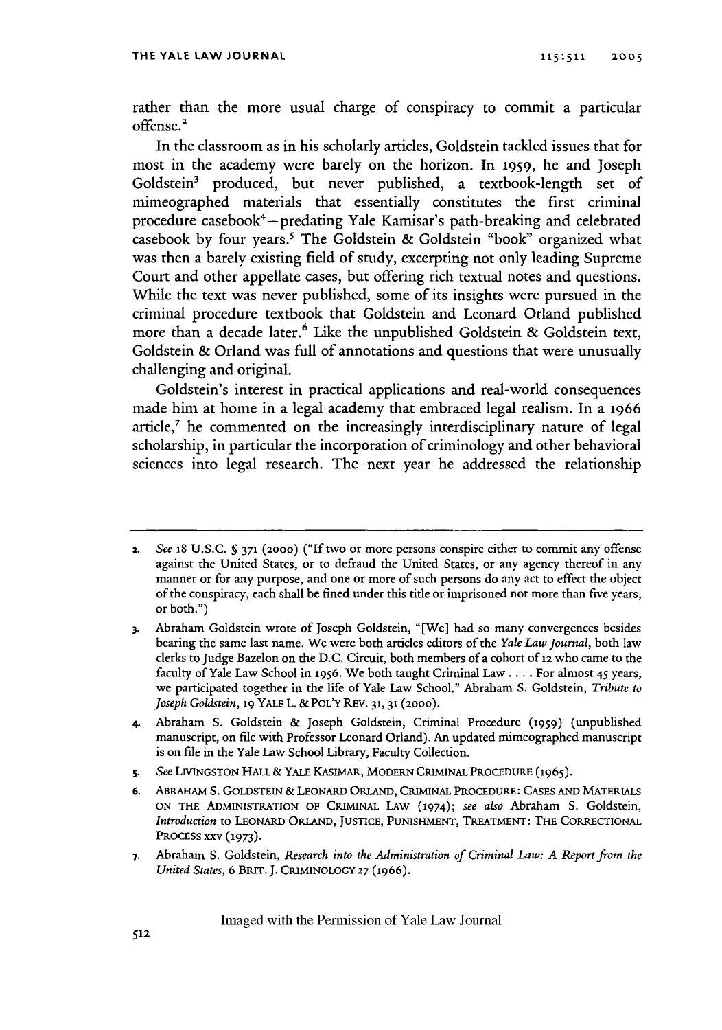rather than the more usual charge of conspiracy to commit a particular offense.[2]

In the classroom as in his scholarly articles, Goldstein tackled issues that for most in the academy were barely on the horizon. In 1959, he and Joseph Goldstein[3] produced, but never published, a textbook-length set of mimeographed materials that essentially constitutes the first criminal procedure casebook[4]—predating Yale Kamisar's path-breaking and celebrated casebook by four years.[5] The Goldstein & Goldstein "book" organized what was then a barely existing field of study, excerpting not only leading Supreme Court and other appellate cases, but offering rich textual notes and questions. While the text was never published, some of its insights were pursued in the criminal procedure textbook that Goldstein and Leonard Orland published more than a decade later.[6] Like the unpublished Goldstein & Goldstein text, Goldstein & Orland was full of annotations and questions that were unusually challenging and original.

Goldstein's interest in practical applications and real-world consequences made him at home in a legal academy that embraced legal realism. In a 1966 article,[7] he commented on the increasingly interdisciplinary nature of legal scholarship, in particular the incorporation of criminology and other behavioral sciences into legal research. The next year he addressed the relationship

---

2. *See* 18 U.S.C. § 371 (2000) ("If two or more persons conspire either to commit any offense against the United States, or to defraud the United States, or any agency thereof in any manner or for any purpose, and one or more of such persons do any act to effect the object of the conspiracy, each shall be fined under this title or imprisoned not more than five years, or both.")

3. Abraham Goldstein wrote of Joseph Goldstein, "[We] had so many convergences besides bearing the same last name. We were both articles editors of the *Yale Law Journal*, both law clerks to Judge Bazelon on the D.C. Circuit, both members of a cohort of 12 who came to the faculty of Yale Law School in 1956. We both taught Criminal Law . . . . For almost 45 years, we participated together in the life of Yale Law School." Abraham S. Goldstein, *Tribute to Joseph Goldstein*, 19 YALE L. & POL'Y REV. 31, 31 (2000).

4. Abraham S. Goldstein & Joseph Goldstein, Criminal Procedure (1959) (unpublished manuscript, on file with Professor Leonard Orland). An updated mimeographed manuscript is on file in the Yale Law School Library, Faculty Collection.

5. *See* LIVINGSTON HALL & YALE KASIMAR, MODERN CRIMINAL PROCEDURE (1965).

6. ABRAHAM S. GOLDSTEIN & LEONARD ORLAND, CRIMINAL PROCEDURE: CASES AND MATERIALS ON THE ADMINISTRATION OF CRIMINAL LAW (1974); *see also* Abraham S. Goldstein, *Introduction* to LEONARD ORLAND, JUSTICE, PUNISHMENT, TREATMENT: THE CORRECTIONAL PROCESS xxv (1973).

7. Abraham S. Goldstein, *Research into the Administration of Criminal Law: A Report from the United States*, 6 BRIT. J. CRIMINOLOGY 27 (1966).

Imaged with the Permission of Yale Law Journal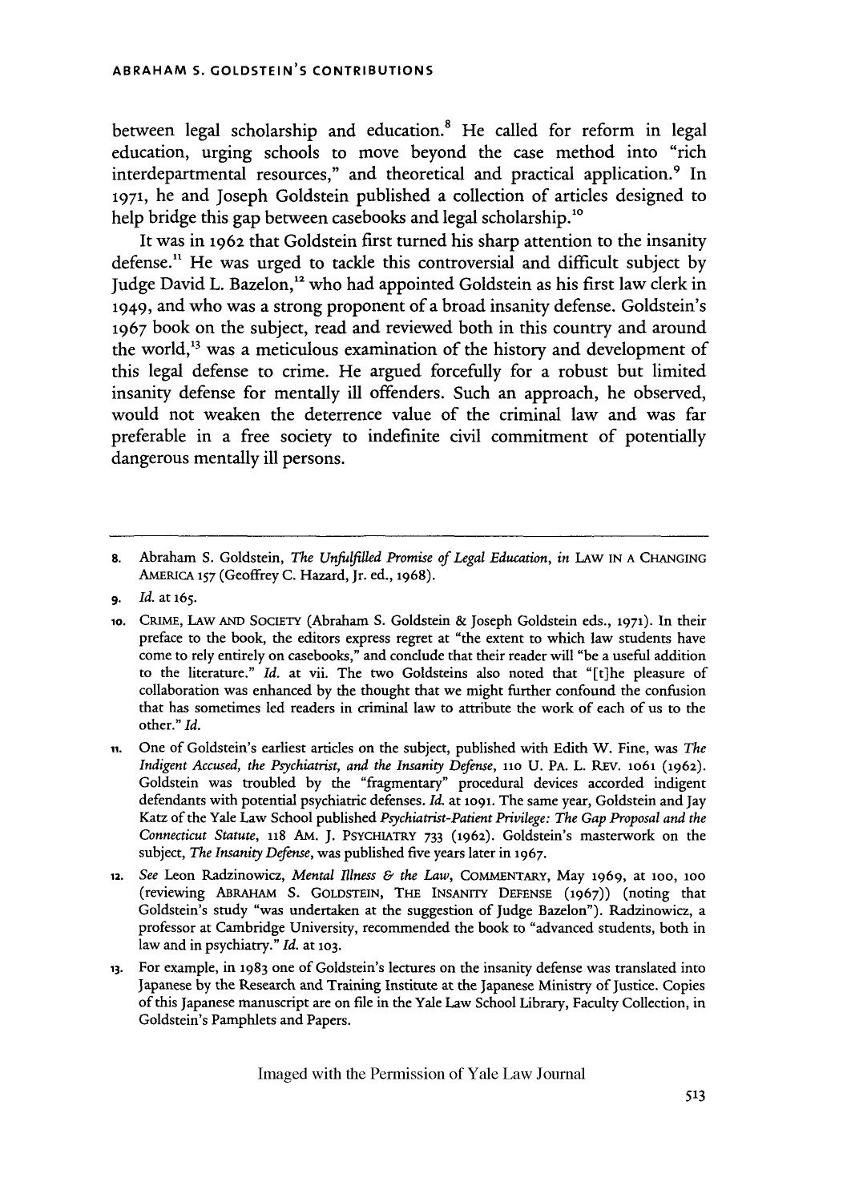between legal scholarship and education.[8] He called for reform in legal education, urging schools to move beyond the case method into "rich interdepartmental resources," and theoretical and practical application.[9] In 1971, he and Joseph Goldstein published a collection of articles designed to help bridge this gap between casebooks and legal scholarship.[10]

It was in 1962 that Goldstein first turned his sharp attention to the insanity defense.[11] He was urged to tackle this controversial and difficult subject by Judge David L. Bazelon,[12] who had appointed Goldstein as his first law clerk in 1949, and who was a strong proponent of a broad insanity defense. Goldstein's 1967 book on the subject, read and reviewed both in this country and around the world,[13] was a meticulous examination of the history and development of this legal defense to crime. He argued forcefully for a robust but limited insanity defense for mentally ill offenders. Such an approach, he observed, would not weaken the deterrence value of the criminal law and was far preferable in a free society to indefinite civil commitment of potentially dangerous mentally ill persons.

---

8. Abraham S. Goldstein, *The Unfulfilled Promise of Legal Education*, *in* LAW IN A CHANGING AMERICA 157 (Geoffrey C. Hazard, Jr. ed., 1968).

9. *Id.* at 165.

10. CRIME, LAW AND SOCIETY (Abraham S. Goldstein & Joseph Goldstein eds., 1971). In their preface to the book, the editors express regret at "the extent to which law students have come to rely entirely on casebooks," and conclude that their reader will "be a useful addition to the literature." *Id.* at vii. The two Goldsteins also noted that "[t]he pleasure of collaboration was enhanced by the thought that we might further confound the confusion that has sometimes led readers in criminal law to attribute the work of each of us to the other." *Id.*

11. One of Goldstein's earliest articles on the subject, published with Edith W. Fine, was *The Indigent Accused, the Psychiatrist, and the Insanity Defense*, 110 U. PA. L. REV. 1061 (1962). Goldstein was troubled by the "fragmentary" procedural devices accorded indigent defendants with potential psychiatric defenses. *Id.* at 1091. The same year, Goldstein and Jay Katz of the Yale Law School published *Psychiatrist-Patient Privilege: The Gap Proposal and the Connecticut Statute*, 118 AM. J. PSYCHIATRY 733 (1962). Goldstein's masterwork on the subject, *The Insanity Defense*, was published five years later in 1967.

12. *See* Leon Radzinowicz, *Mental Illness & the Law*, COMMENTARY, May 1969, at 100, 100 (reviewing ABRAHAM S. GOLDSTEIN, THE INSANITY DEFENSE (1967)) (noting that Goldstein's study "was undertaken at the suggestion of Judge Bazelon"). Radzinowicz, a professor at Cambridge University, recommended the book to "advanced students, both in law and in psychiatry." *Id.* at 103.

13. For example, in 1983 one of Goldstein's lectures on the insanity defense was translated into Japanese by the Research and Training Institute at the Japanese Ministry of Justice. Copies of this Japanese manuscript are on file in the Yale Law School Library, Faculty Collection, in Goldstein's Pamphlets and Papers.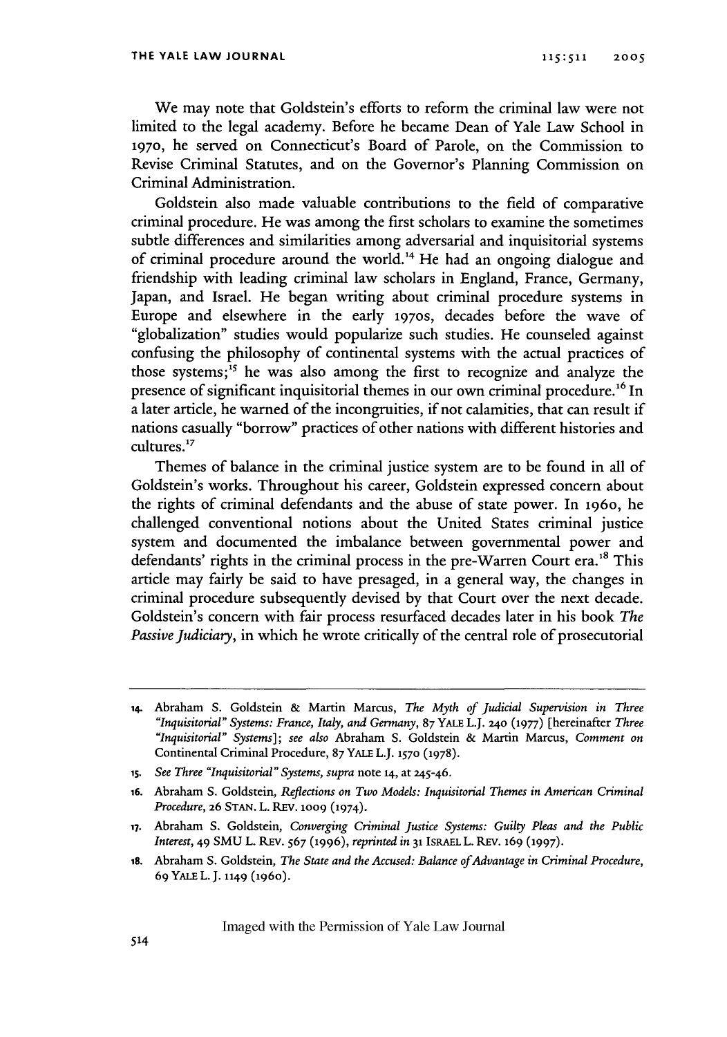We may note that Goldstein's efforts to reform the criminal law were not limited to the legal academy. Before he became Dean of Yale Law School in 1970, he served on Connecticut's Board of Parole, on the Commission to Revise Criminal Statutes, and on the Governor's Planning Commission on Criminal Administration.

Goldstein also made valuable contributions to the field of comparative criminal procedure. He was among the first scholars to examine the sometimes subtle differences and similarities among adversarial and inquisitorial systems of criminal procedure around the world.[14] He had an ongoing dialogue and friendship with leading criminal law scholars in England, France, Germany, Japan, and Israel. He began writing about criminal procedure systems in Europe and elsewhere in the early 1970s, decades before the wave of "globalization" studies would popularize such studies. He counseled against confusing the philosophy of continental systems with the actual practices of those systems;[15] he was also among the first to recognize and analyze the presence of significant inquisitorial themes in our own criminal procedure.[16] In a later article, he warned of the incongruities, if not calamities, that can result if nations casually "borrow" practices of other nations with different histories and cultures.[17]

Themes of balance in the criminal justice system are to be found in all of Goldstein's works. Throughout his career, Goldstein expressed concern about the rights of criminal defendants and the abuse of state power. In 1960, he challenged conventional notions about the United States criminal justice system and documented the imbalance between governmental power and defendants' rights in the criminal process in the pre-Warren Court era.[18] This article may fairly be said to have presaged, in a general way, the changes in criminal procedure subsequently devised by that Court over the next decade. Goldstein's concern with fair process resurfaced decades later in his book *The Passive Judiciary*, in which he wrote critically of the central role of prosecutorial

---

14. Abraham S. Goldstein & Martin Marcus, *The Myth of Judicial Supervision in Three "Inquisitorial" Systems: France, Italy, and Germany*, 87 YALE L.J. 240 (1977) [hereinafter *Three "Inquisitorial" Systems*]; *see also* Abraham S. Goldstein & Martin Marcus, *Comment on* Continental Criminal Procedure, 87 YALE L.J. 1570 (1978).

15. *See Three "Inquisitorial" Systems*, *supra* note 14, at 245-46.

16. Abraham S. Goldstein, *Reflections on Two Models: Inquisitorial Themes in American Criminal Procedure*, 26 STAN. L. REV. 1009 (1974).

17. Abraham S. Goldstein, *Converging Criminal Justice Systems: Guilty Pleas and the Public Interest*, 49 SMU L. REV. 567 (1996), *reprinted in* 31 ISRAEL L. REV. 169 (1997).

18. Abraham S. Goldstein, *The State and the Accused: Balance of Advantage in Criminal Procedure*, 69 YALE L. J. 1149 (1960).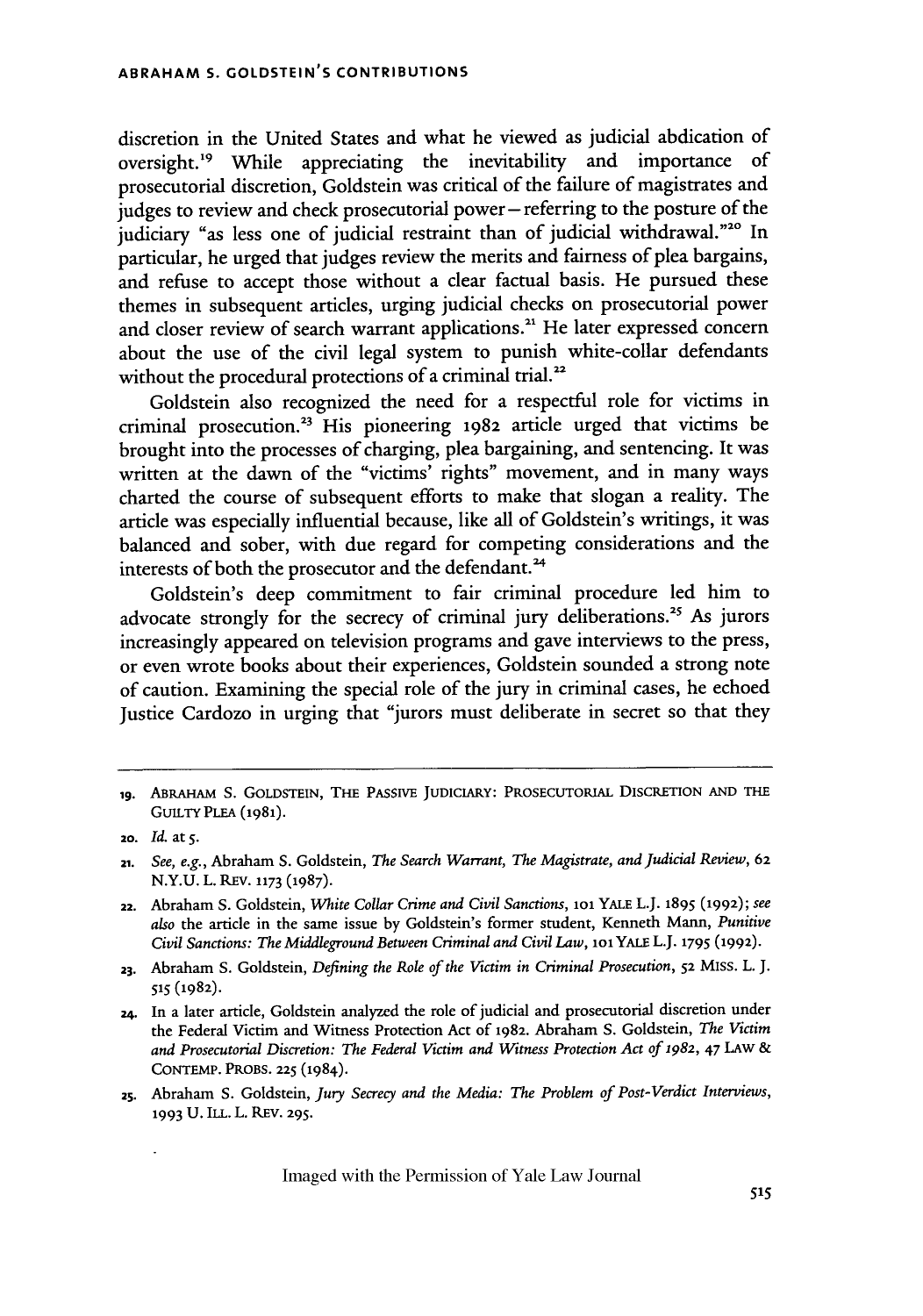discretion in the United States and what he viewed as judicial abdication of oversight.[19] While appreciating the inevitability and importance of prosecutorial discretion, Goldstein was critical of the failure of magistrates and judges to review and check prosecutorial power—referring to the posture of the judiciary "as less one of judicial restraint than of judicial withdrawal."[20] In particular, he urged that judges review the merits and fairness of plea bargains, and refuse to accept those without a clear factual basis. He pursued these themes in subsequent articles, urging judicial checks on prosecutorial power and closer review of search warrant applications.[21] He later expressed concern about the use of the civil legal system to punish white-collar defendants without the procedural protections of a criminal trial.[22]

Goldstein also recognized the need for a respectful role for victims in criminal prosecution.[23] His pioneering 1982 article urged that victims be brought into the processes of charging, plea bargaining, and sentencing. It was written at the dawn of the "victims' rights" movement, and in many ways charted the course of subsequent efforts to make that slogan a reality. The article was especially influential because, like all of Goldstein's writings, it was balanced and sober, with due regard for competing considerations and the interests of both the prosecutor and the defendant.[24]

Goldstein's deep commitment to fair criminal procedure led him to advocate strongly for the secrecy of criminal jury deliberations.[25] As jurors increasingly appeared on television programs and gave interviews to the press, or even wrote books about their experiences, Goldstein sounded a strong note of caution. Examining the special role of the jury in criminal cases, he echoed Justice Cardozo in urging that "jurors must deliberate in secret so that they

---

19. ABRAHAM S. GOLDSTEIN, THE PASSIVE JUDICIARY: PROSECUTORIAL DISCRETION AND THE GUILTY PLEA (1981).

20. *Id.* at 5.

21. *See, e.g.*, Abraham S. Goldstein, *The Search Warrant, The Magistrate, and Judicial Review*, 62 N.Y.U. L. REV. 1173 (1987).

22. Abraham S. Goldstein, *White Collar Crime and Civil Sanctions*, 101 YALE L.J. 1895 (1992); *see also* the article in the same issue by Goldstein's former student, Kenneth Mann, *Punitive Civil Sanctions: The Middleground Between Criminal and Civil Law*, 101 YALE L.J. 1795 (1992).

23. Abraham S. Goldstein, *Defining the Role of the Victim in Criminal Prosecution*, 52 MISS. L. J. 515 (1982).

24. In a later article, Goldstein analyzed the role of judicial and prosecutorial discretion under the Federal Victim and Witness Protection Act of 1982. Abraham S. Goldstein, *The Victim and Prosecutorial Discretion: The Federal Victim and Witness Protection Act of 1982*, 47 LAW & CONTEMP. PROBS. 225 (1984).

25. Abraham S. Goldstein, *Jury Secrecy and the Media: The Problem of Post-Verdict Interviews*, 1993 U. ILL. L. REV. 295.

Imaged with the Permission of Yale Law Journal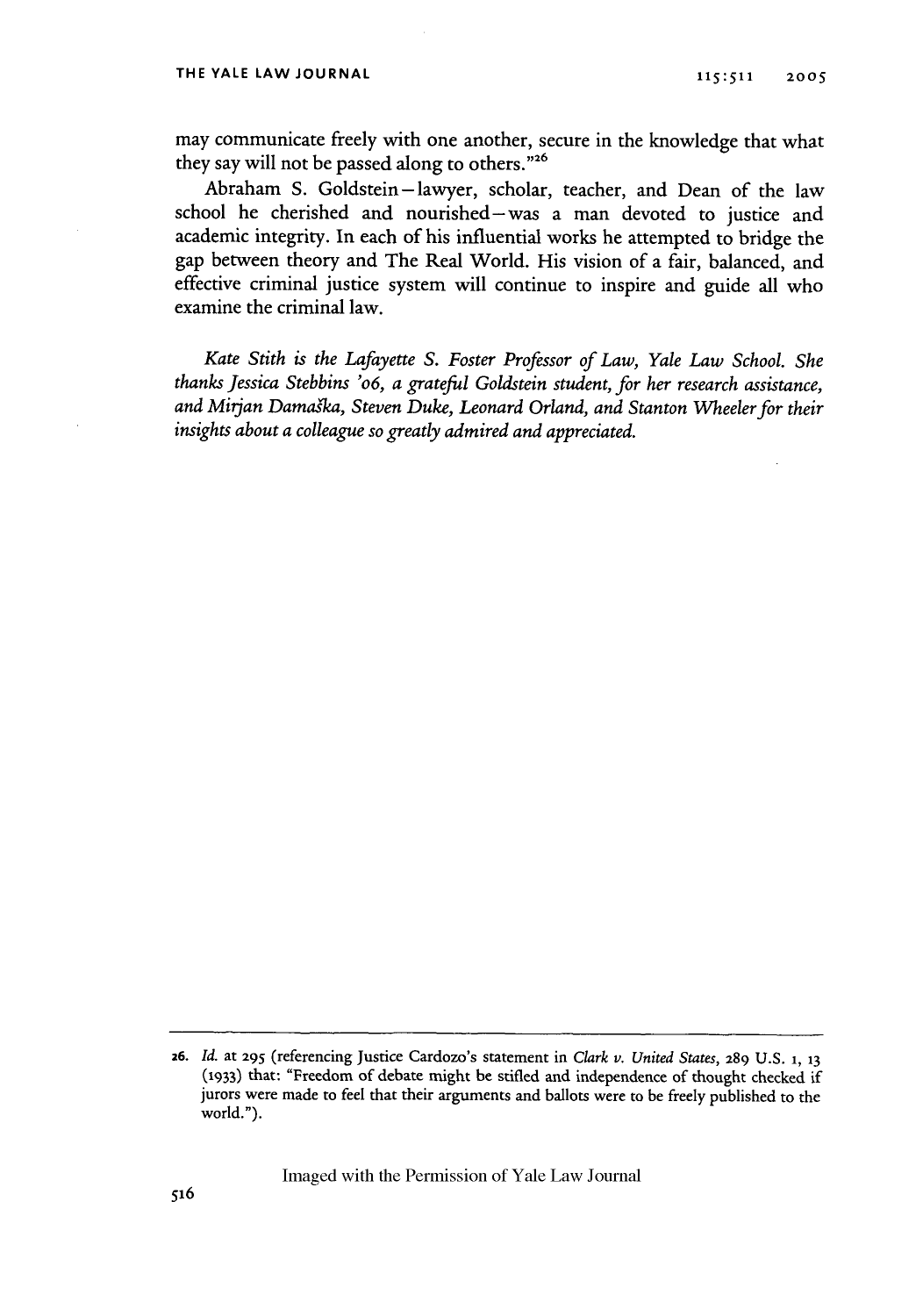may communicate freely with one another, secure in the knowledge that what they say will not be passed along to others."[26]

Abraham S. Goldstein—lawyer, scholar, teacher, and Dean of the law school he cherished and nourished—was a man devoted to justice and academic integrity. In each of his influential works he attempted to bridge the gap between theory and The Real World. His vision of a fair, balanced, and effective criminal justice system will continue to inspire and guide all who examine the criminal law.

*Kate Stith is the Lafayette S. Foster Professor of Law, Yale Law School. She thanks Jessica Stebbins '06, a grateful Goldstein student, for her research assistance, and Mirjan Damaška, Steven Duke, Leonard Orland, and Stanton Wheeler for their insights about a colleague so greatly admired and appreciated.*

---

26. *Id.* at 295 (referencing Justice Cardozo's statement in *Clark v. United States*, 289 U.S. 1, 13 (1933) that: "Freedom of debate might be stifled and independence of thought checked if jurors were made to feel that their arguments and ballots were to be freely published to the world.").

Imaged with the Permission of Yale Law Journal